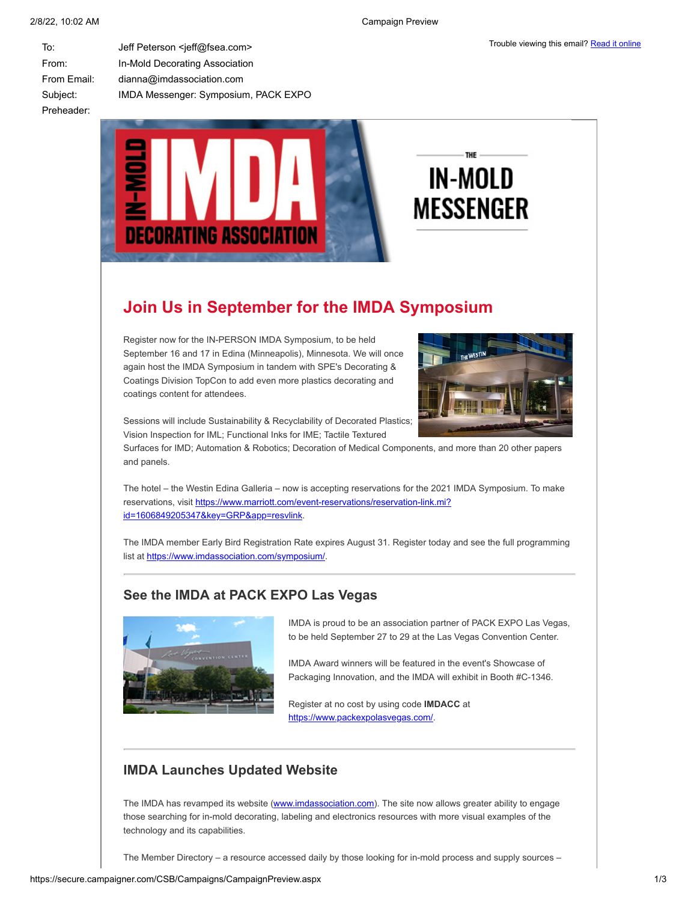| | |
|---|---|
| To: | Jeff Peterson <jeff@fsea.com> |
| From: | In-Mold Decorating Association |
| From Email: | dianna@imdassociation.com |
| Subject: | IMDA Messenger: Symposium, PACK EXPO |
| Preheader: | |

Trouble viewing this email? Read it online

# Join Us in September for the IMDA Symposium

Register now for the IN-PERSON IMDA Symposium, to be held September 16 and 17 in Edina (Minneapolis), Minnesota. We will once again host the IMDA Symposium in tandem with SPE's Decorating & Coatings Division TopCon to add even more plastics decorating and coatings content for attendees.

Sessions will include Sustainability & Recyclability of Decorated Plastics; Vision Inspection for IML; Functional Inks for IME; Tactile Textured Surfaces for IMD; Automation & Robotics; Decoration of Medical Components, and more than 20 other papers and panels.

The hotel – the Westin Edina Galleria – now is accepting reservations for the 2021 IMDA Symposium. To make reservations, visit https://www.marriott.com/event-reservations/reservation-link.mi?id=1606849205347&key=GRP&app=resvlink.

The IMDA member Early Bird Registration Rate expires August 31. Register today and see the full programming list at https://www.imdassociation.com/symposium/.

## See the IMDA at PACK EXPO Las Vegas

IMDA is proud to be an association partner of PACK EXPO Las Vegas, to be held September 27 to 29 at the Las Vegas Convention Center.

IMDA Award winners will be featured in the event's Showcase of Packaging Innovation, and the IMDA will exhibit in Booth #C-1346.

Register at no cost by using code **IMDACC** at https://www.packexpolasvegas.com/.

## IMDA Launches Updated Website

The IMDA has revamped its website (www.imdassociation.com). The site now allows greater ability to engage those searching for in-mold decorating, labeling and electronics resources with more visual examples of the technology and its capabilities.

The Member Directory – a resource accessed daily by those looking for in-mold process and supply sources –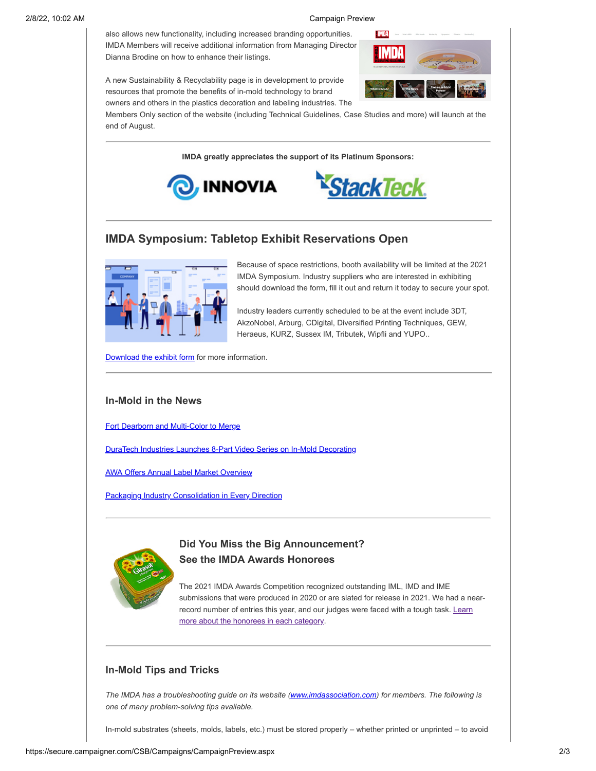also allows new functionality, including increased branding opportunities. IMDA Members will receive additional information from Managing Director Dianna Brodine on how to enhance their listings.

A new Sustainability & Recyclability page is in development to provide resources that promote the benefits of in-mold technology to brand owners and others in the plastics decoration and labeling industries. The Members Only section of the website (including Technical Guidelines, Case Studies and more) will launch at the end of August.

---

**IMDA greatly appreciates the support of its Platinum Sponsors:**

INNOVIA StackTeck

---

## IMDA Symposium: Tabletop Exhibit Reservations Open

Because of space restrictions, booth availability will be limited at the 2021 IMDA Symposium. Industry suppliers who are interested in exhibiting should download the form, fill it out and return it today to secure your spot.

Industry leaders currently scheduled to be at the event include 3DT, AkzoNobel, Arburg, CDigital, Diversified Printing Techniques, GEW, Heraeus, KURZ, Sussex IM, Tributek, Wipfli and YUPO..

Download the exhibit form for more information.

---

### In-Mold in the News

Fort Dearborn and Multi-Color to Merge

DuraTech Industries Launches 8-Part Video Series on In-Mold Decorating

AWA Offers Annual Label Market Overview

Packaging Industry Consolidation in Every Direction

---

### Did You Miss the Big Announcement? See the IMDA Awards Honorees

The 2021 IMDA Awards Competition recognized outstanding IML, IMD and IME submissions that were produced in 2020 or are slated for release in 2021. We had a near-record number of entries this year, and our judges were faced with a tough task. Learn more about the honorees in each category.

---

### In-Mold Tips and Tricks

*The IMDA has a troubleshooting guide on its website (www.imdassociation.com) for members. The following is one of many problem-solving tips available.*

In-mold substrates (sheets, molds, labels, etc.) must be stored properly – whether printed or unprinted – to avoid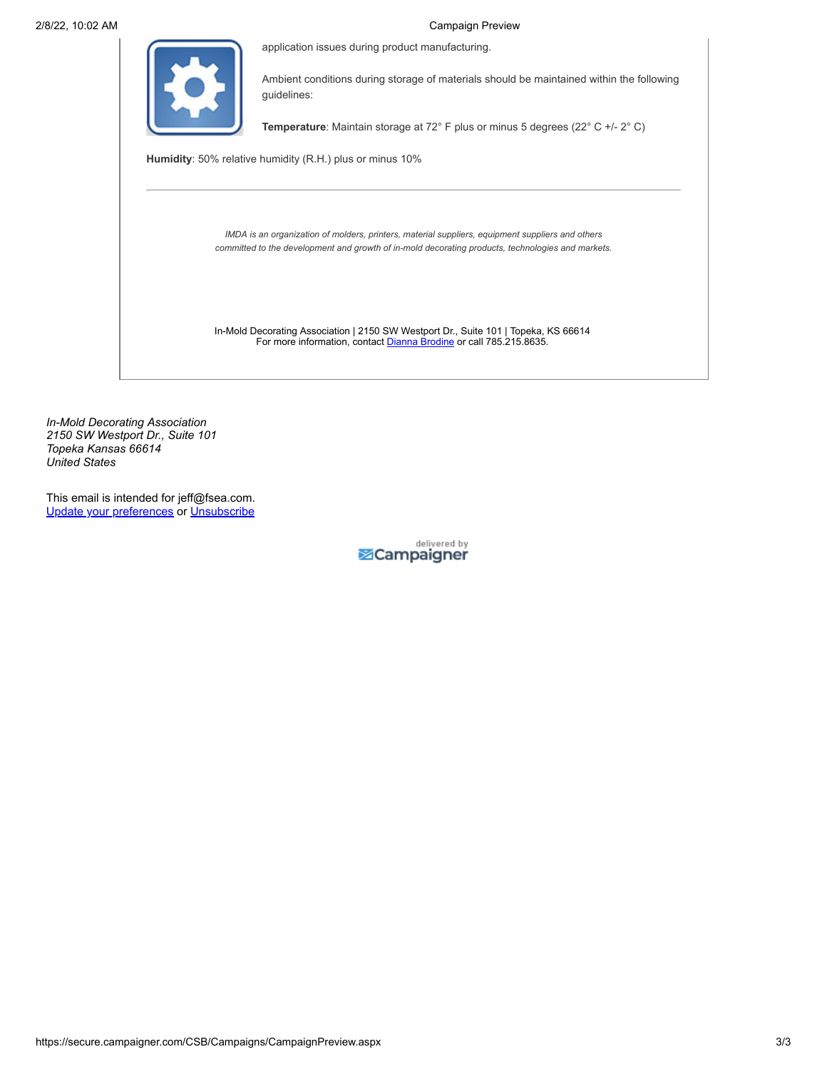application issues during product manufacturing.

Ambient conditions during storage of materials should be maintained within the following guidelines:

**Temperature**: Maintain storage at 72° F plus or minus 5 degrees (22° C +/- 2° C)

**Humidity**: 50% relative humidity (R.H.) plus or minus 10%

---

*IMDA is an organization of molders, printers, material suppliers, equipment suppliers and others committed to the development and growth of in-mold decorating products, technologies and markets.*

In-Mold Decorating Association | 2150 SW Westport Dr., Suite 101 | Topeka, KS 66614
For more information, contact Dianna Brodine or call 785.215.8635.

*In-Mold Decorating Association*
*2150 SW Westport Dr., Suite 101*
*Topeka Kansas 66614*
*United States*

This email is intended for jeff@fsea.com.
Update your preferences or Unsubscribe

delivered by Campaigner